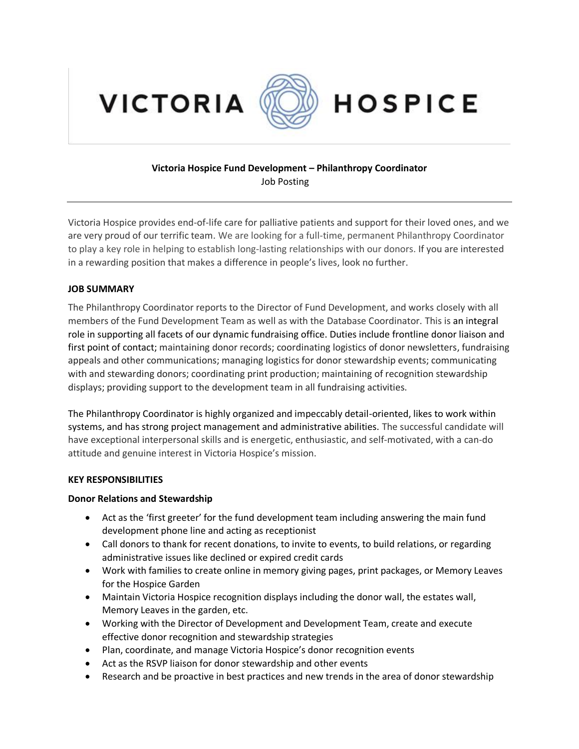VICTORIA HOSPICE

**Victoria Hospice Fund Development – Philanthropy Coordinator**
Job Posting

---

Victoria Hospice provides end-of-life care for palliative patients and support for their loved ones, and we are very proud of our terrific team. We are looking for a full-time, permanent Philanthropy Coordinator to play a key role in helping to establish long-lasting relationships with our donors. If you are interested in a rewarding position that makes a difference in people's lives, look no further.

## JOB SUMMARY

The Philanthropy Coordinator reports to the Director of Fund Development, and works closely with all members of the Fund Development Team as well as with the Database Coordinator. This is an integral role in supporting all facets of our dynamic fundraising office. Duties include frontline donor liaison and first point of contact; maintaining donor records; coordinating logistics of donor newsletters, fundraising appeals and other communications; managing logistics for donor stewardship events; communicating with and stewarding donors; coordinating print production; maintaining of recognition stewardship displays; providing support to the development team in all fundraising activities.

The Philanthropy Coordinator is highly organized and impeccably detail-oriented, likes to work within systems, and has strong project management and administrative abilities. The successful candidate will have exceptional interpersonal skills and is energetic, enthusiastic, and self-motivated, with a can-do attitude and genuine interest in Victoria Hospice's mission.

## KEY RESPONSIBILITIES

### Donor Relations and Stewardship

- Act as the 'first greeter' for the fund development team including answering the main fund development phone line and acting as receptionist
- Call donors to thank for recent donations, to invite to events, to build relations, or regarding administrative issues like declined or expired credit cards
- Work with families to create online in memory giving pages, print packages, or Memory Leaves for the Hospice Garden
- Maintain Victoria Hospice recognition displays including the donor wall, the estates wall, Memory Leaves in the garden, etc.
- Working with the Director of Development and Development Team, create and execute effective donor recognition and stewardship strategies
- Plan, coordinate, and manage Victoria Hospice's donor recognition events
- Act as the RSVP liaison for donor stewardship and other events
- Research and be proactive in best practices and new trends in the area of donor stewardship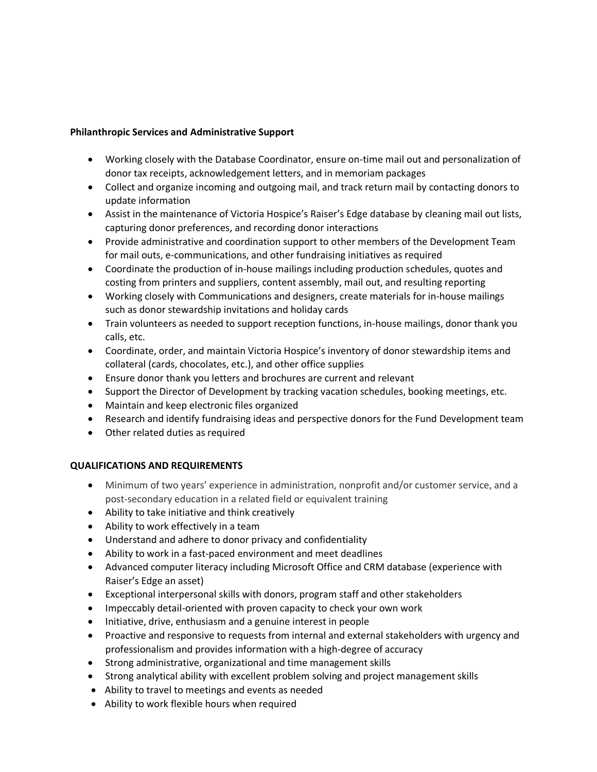**Philanthropic Services and Administrative Support**

- Working closely with the Database Coordinator, ensure on-time mail out and personalization of donor tax receipts, acknowledgement letters, and in memoriam packages
- Collect and organize incoming and outgoing mail, and track return mail by contacting donors to update information
- Assist in the maintenance of Victoria Hospice's Raiser's Edge database by cleaning mail out lists, capturing donor preferences, and recording donor interactions
- Provide administrative and coordination support to other members of the Development Team for mail outs, e-communications, and other fundraising initiatives as required
- Coordinate the production of in-house mailings including production schedules, quotes and costing from printers and suppliers, content assembly, mail out, and resulting reporting
- Working closely with Communications and designers, create materials for in-house mailings such as donor stewardship invitations and holiday cards
- Train volunteers as needed to support reception functions, in-house mailings, donor thank you calls, etc.
- Coordinate, order, and maintain Victoria Hospice's inventory of donor stewardship items and collateral (cards, chocolates, etc.), and other office supplies
- Ensure donor thank you letters and brochures are current and relevant
- Support the Director of Development by tracking vacation schedules, booking meetings, etc.
- Maintain and keep electronic files organized
- Research and identify fundraising ideas and perspective donors for the Fund Development team
- Other related duties as required

**QUALIFICATIONS AND REQUIREMENTS**

- Minimum of two years' experience in administration, nonprofit and/or customer service, and a post-secondary education in a related field or equivalent training
- Ability to take initiative and think creatively
- Ability to work effectively in a team
- Understand and adhere to donor privacy and confidentiality
- Ability to work in a fast-paced environment and meet deadlines
- Advanced computer literacy including Microsoft Office and CRM database (experience with Raiser's Edge an asset)
- Exceptional interpersonal skills with donors, program staff and other stakeholders
- Impeccably detail-oriented with proven capacity to check your own work
- Initiative, drive, enthusiasm and a genuine interest in people
- Proactive and responsive to requests from internal and external stakeholders with urgency and professionalism and provides information with a high-degree of accuracy
- Strong administrative, organizational and time management skills
- Strong analytical ability with excellent problem solving and project management skills
- Ability to travel to meetings and events as needed
- Ability to work flexible hours when required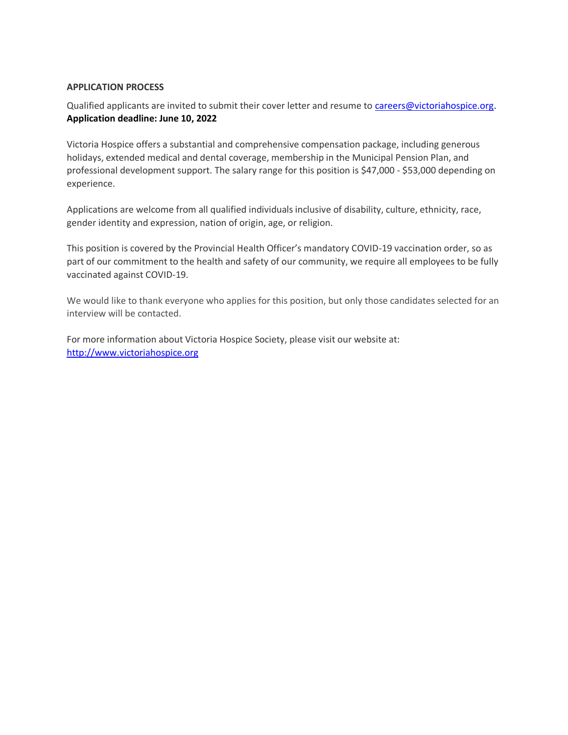**APPLICATION PROCESS**

Qualified applicants are invited to submit their cover letter and resume to [careers@victoriahospice.org](mailto:careers@victoriahospice.org).
**Application deadline: June 10, 2022**

Victoria Hospice offers a substantial and comprehensive compensation package, including generous holidays, extended medical and dental coverage, membership in the Municipal Pension Plan, and professional development support. The salary range for this position is $47,000 - $53,000 depending on experience.

Applications are welcome from all qualified individuals inclusive of disability, culture, ethnicity, race, gender identity and expression, nation of origin, age, or religion.

This position is covered by the Provincial Health Officer's mandatory COVID-19 vaccination order, so as part of our commitment to the health and safety of our community, we require all employees to be fully vaccinated against COVID-19.

We would like to thank everyone who applies for this position, but only those candidates selected for an interview will be contacted.

For more information about Victoria Hospice Society, please visit our website at:
[http://www.victoriahospice.org](http://www.victoriahospice.org)